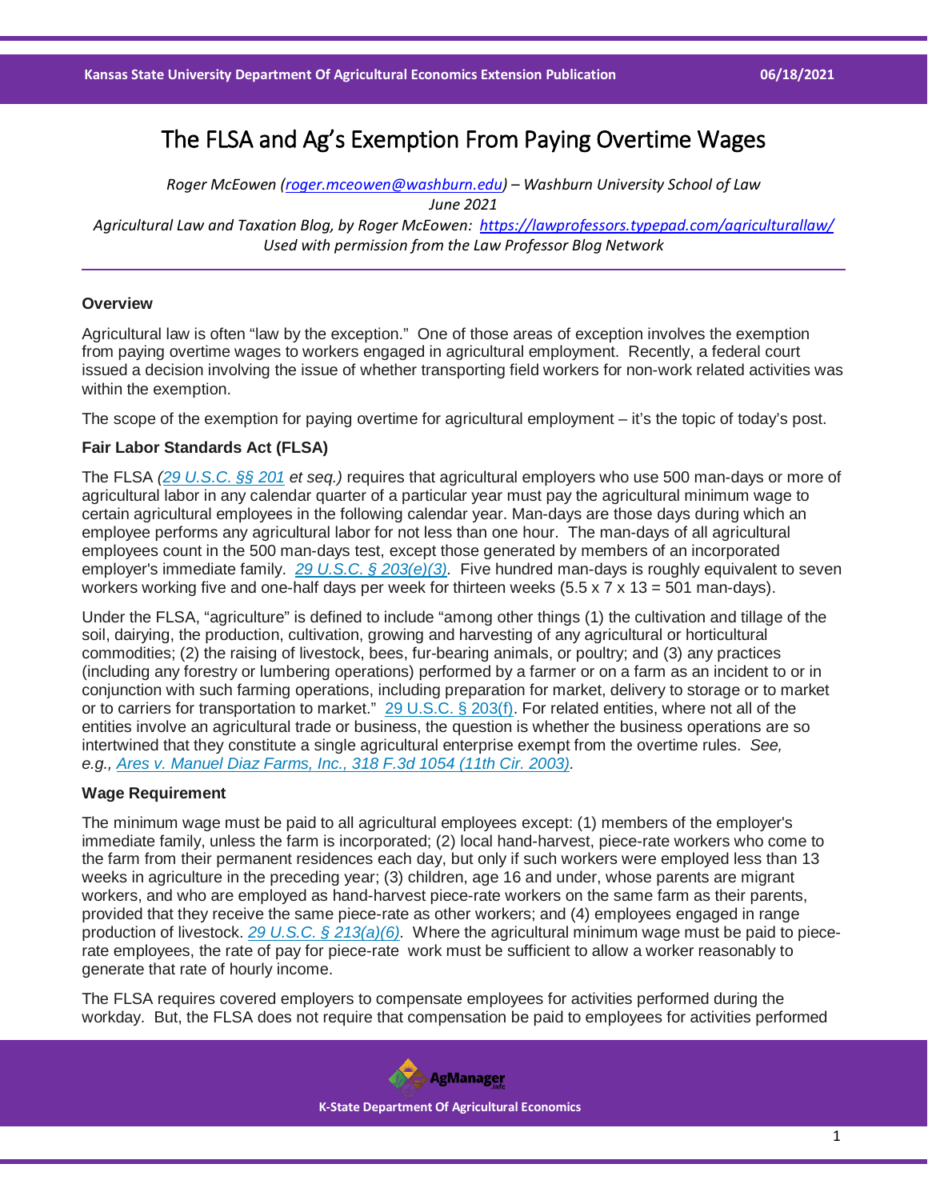# The FLSA and Ag's Exemption From Paying Overtime Wages

*Roger McEowen (roger.mceowen@washburn.edu) – Washburn University School of Law*
*June 2021*
*Agricultural Law and Taxation Blog, by Roger McEowen: https://lawprofessors.typepad.com/agriculturallaw/*
*Used with permission from the Law Professor Blog Network*

### Overview

Agricultural law is often "law by the exception." One of those areas of exception involves the exemption from paying overtime wages to workers engaged in agricultural employment. Recently, a federal court issued a decision involving the issue of whether transporting field workers for non-work related activities was within the exemption.

The scope of the exemption for paying overtime for agricultural employment – it's the topic of today's post.

### Fair Labor Standards Act (FLSA)

The FLSA *(29 U.S.C. §§ 201 et seq.)* requires that agricultural employers who use 500 man-days or more of agricultural labor in any calendar quarter of a particular year must pay the agricultural minimum wage to certain agricultural employees in the following calendar year. Man-days are those days during which an employee performs any agricultural labor for not less than one hour. The man-days of all agricultural employees count in the 500 man-days test, except those generated by members of an incorporated employer's immediate family. *29 U.S.C. § 203(e)(3)*. Five hundred man-days is roughly equivalent to seven workers working five and one-half days per week for thirteen weeks (5.5 x 7 x 13 = 501 man-days).

Under the FLSA, "agriculture" is defined to include "among other things (1) the cultivation and tillage of the soil, dairying, the production, cultivation, growing and harvesting of any agricultural or horticultural commodities; (2) the raising of livestock, bees, fur-bearing animals, or poultry; and (3) any practices (including any forestry or lumbering operations) performed by a farmer or on a farm as an incident to or in conjunction with such farming operations, including preparation for market, delivery to storage or to market or to carriers for transportation to market." 29 U.S.C. § 203(f). For related entities, where not all of the entities involve an agricultural trade or business, the question is whether the business operations are so intertwined that they constitute a single agricultural enterprise exempt from the overtime rules. *See, e.g., Ares v. Manuel Diaz Farms, Inc., 318 F.3d 1054 (11th Cir. 2003).*

### Wage Requirement

The minimum wage must be paid to all agricultural employees except: (1) members of the employer's immediate family, unless the farm is incorporated; (2) local hand-harvest, piece-rate workers who come to the farm from their permanent residences each day, but only if such workers were employed less than 13 weeks in agriculture in the preceding year; (3) children, age 16 and under, whose parents are migrant workers, and who are employed as hand-harvest piece-rate workers on the same farm as their parents, provided that they receive the same piece-rate as other workers; and (4) employees engaged in range production of livestock. *29 U.S.C. § 213(a)(6)*. Where the agricultural minimum wage must be paid to piece-rate employees, the rate of pay for piece-rate work must be sufficient to allow a worker reasonably to generate that rate of hourly income.

The FLSA requires covered employers to compensate employees for activities performed during the workday. But, the FLSA does not require that compensation be paid to employees for activities performed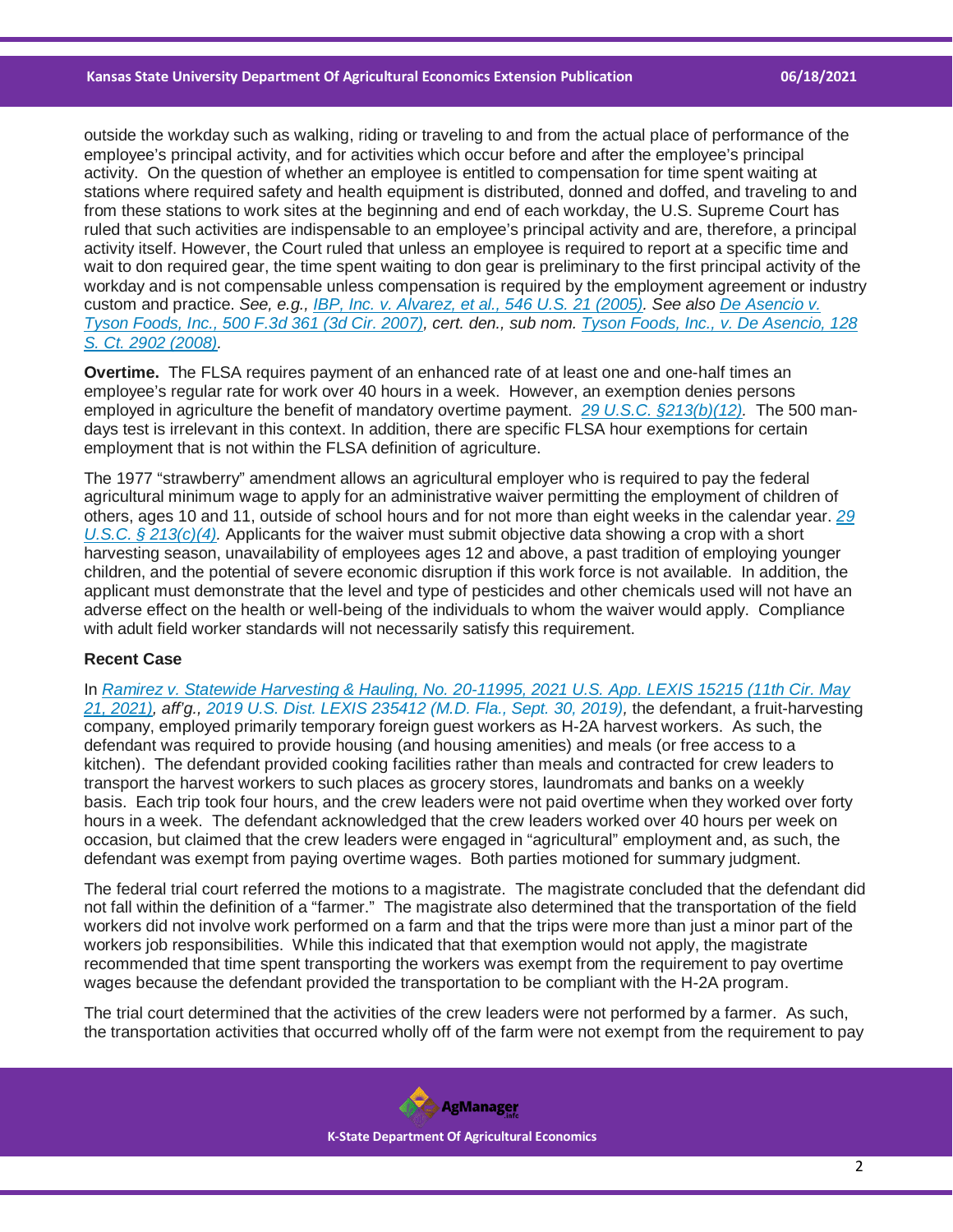outside the workday such as walking, riding or traveling to and from the actual place of performance of the employee's principal activity, and for activities which occur before and after the employee's principal activity. On the question of whether an employee is entitled to compensation for time spent waiting at stations where required safety and health equipment is distributed, donned and doffed, and traveling to and from these stations to work sites at the beginning and end of each workday, the U.S. Supreme Court has ruled that such activities are indispensable to an employee's principal activity and are, therefore, a principal activity itself. However, the Court ruled that unless an employee is required to report at a specific time and wait to don required gear, the time spent waiting to don gear is preliminary to the first principal activity of the workday and is not compensable unless compensation is required by the employment agreement or industry custom and practice. *See, e.g., IBP, Inc. v. Alvarez, et al., 546 U.S. 21 (2005). See also* De Asencio v. Tyson Foods, Inc., 500 F.3d 361 (3d Cir. 2007), *cert. den., sub nom.* Tyson Foods, Inc., v. De Asencio, 128 S. Ct. 2902 (2008).

**Overtime.** The FLSA requires payment of an enhanced rate of at least one and one-half times an employee's regular rate for work over 40 hours in a week. However, an exemption denies persons employed in agriculture the benefit of mandatory overtime payment. *29 U.S.C. §213(b)(12).* The 500 man-days test is irrelevant in this context. In addition, there are specific FLSA hour exemptions for certain employment that is not within the FLSA definition of agriculture.

The 1977 "strawberry" amendment allows an agricultural employer who is required to pay the federal agricultural minimum wage to apply for an administrative waiver permitting the employment of children of others, ages 10 and 11, outside of school hours and for not more than eight weeks in the calendar year. *29 U.S.C. § 213(c)(4).* Applicants for the waiver must submit objective data showing a crop with a short harvesting season, unavailability of employees ages 12 and above, a past tradition of employing younger children, and the potential of severe economic disruption if this work force is not available. In addition, the applicant must demonstrate that the level and type of pesticides and other chemicals used will not have an adverse effect on the health or well-being of the individuals to whom the waiver would apply. Compliance with adult field worker standards will not necessarily satisfy this requirement.

**Recent Case**

In *Ramirez v. Statewide Harvesting & Hauling, No. 20-11995, 2021 U.S. App. LEXIS 15215 (11th Cir. May 21, 2021), aff'g., 2019 U.S. Dist. LEXIS 235412 (M.D. Fla., Sept. 30, 2019),* the defendant, a fruit-harvesting company, employed primarily temporary foreign guest workers as H-2A harvest workers. As such, the defendant was required to provide housing (and housing amenities) and meals (or free access to a kitchen). The defendant provided cooking facilities rather than meals and contracted for crew leaders to transport the harvest workers to such places as grocery stores, laundromats and banks on a weekly basis. Each trip took four hours, and the crew leaders were not paid overtime when they worked over forty hours in a week. The defendant acknowledged that the crew leaders worked over 40 hours per week on occasion, but claimed that the crew leaders were engaged in "agricultural" employment and, as such, the defendant was exempt from paying overtime wages. Both parties motioned for summary judgment.

The federal trial court referred the motions to a magistrate. The magistrate concluded that the defendant did not fall within the definition of a "farmer." The magistrate also determined that the transportation of the field workers did not involve work performed on a farm and that the trips were more than just a minor part of the workers job responsibilities. While this indicated that that exemption would not apply, the magistrate recommended that time spent transporting the workers was exempt from the requirement to pay overtime wages because the defendant provided the transportation to be compliant with the H-2A program.

The trial court determined that the activities of the crew leaders were not performed by a farmer. As such, the transportation activities that occurred wholly off of the farm were not exempt from the requirement to pay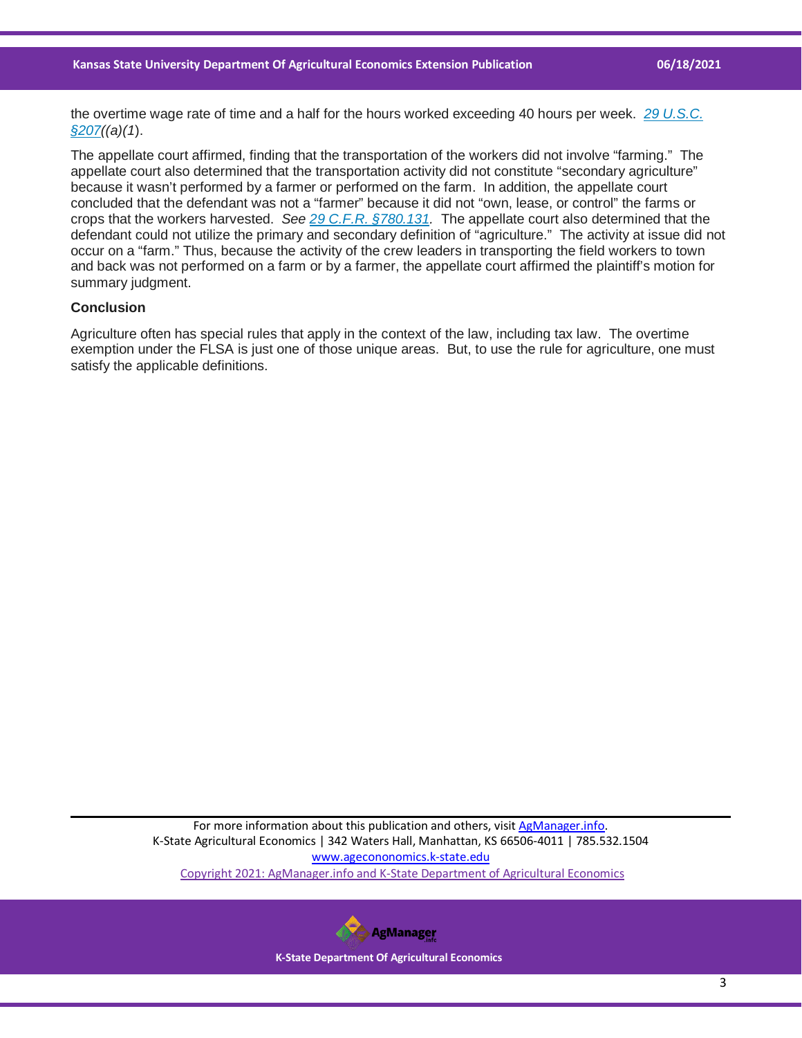the overtime wage rate of time and a half for the hours worked exceeding 40 hours per week. *29 U.S.C. §207((a)(1)*.

The appellate court affirmed, finding that the transportation of the workers did not involve "farming." The appellate court also determined that the transportation activity did not constitute "secondary agriculture" because it wasn't performed by a farmer or performed on the farm. In addition, the appellate court concluded that the defendant was not a "farmer" because it did not "own, lease, or control" the farms or crops that the workers harvested. *See 29 C.F.R. §780.131*. The appellate court also determined that the defendant could not utilize the primary and secondary definition of "agriculture." The activity at issue did not occur on a "farm." Thus, because the activity of the crew leaders in transporting the field workers to town and back was not performed on a farm or by a farmer, the appellate court affirmed the plaintiff's motion for summary judgment.

### Conclusion

Agriculture often has special rules that apply in the context of the law, including tax law. The overtime exemption under the FLSA is just one of those unique areas. But, to use the rule for agriculture, one must satisfy the applicable definitions.

For more information about this publication and others, visit AgManager.info.
K-State Agricultural Economics | 342 Waters Hall, Manhattan, KS 66506-4011 | 785.532.1504
www.agecononomics.k-state.edu
Copyright 2021: AgManager.info and K-State Department of Agricultural Economics